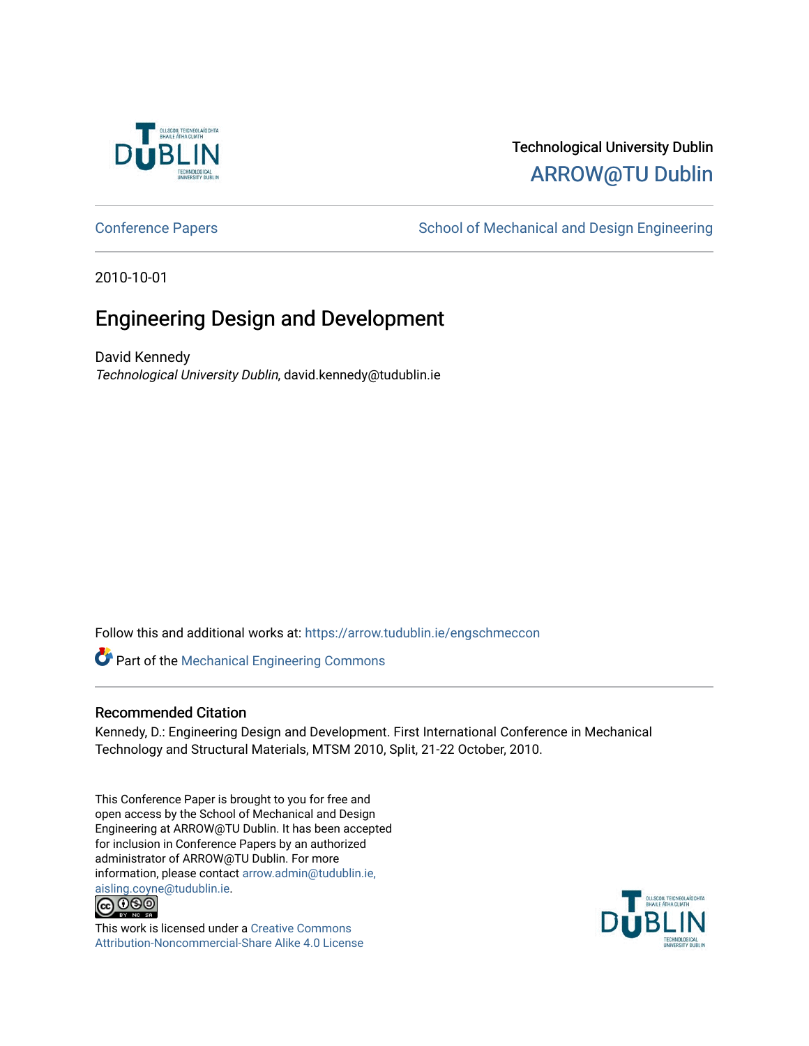Technological University Dublin

ARROW@TU Dublin

Conference Papers | School of Mechanical and Design Engineering

2010-10-01

# Engineering Design and Development

David Kennedy
*Technological University Dublin*, david.kennedy@tudublin.ie

Follow this and additional works at: https://arrow.tudublin.ie/engschmeccon

Part of the Mechanical Engineering Commons

## Recommended Citation

Kennedy, D.: Engineering Design and Development. First International Conference in Mechanical Technology and Structural Materials, MTSM 2010, Split, 21-22 October, 2010.

This Conference Paper is brought to you for free and open access by the School of Mechanical and Design Engineering at ARROW@TU Dublin. It has been accepted for inclusion in Conference Papers by an authorized administrator of ARROW@TU Dublin. For more information, please contact arrow.admin@tudublin.ie, aisling.coyne@tudublin.ie.

This work is licensed under a Creative Commons Attribution-Noncommercial-Share Alike 4.0 License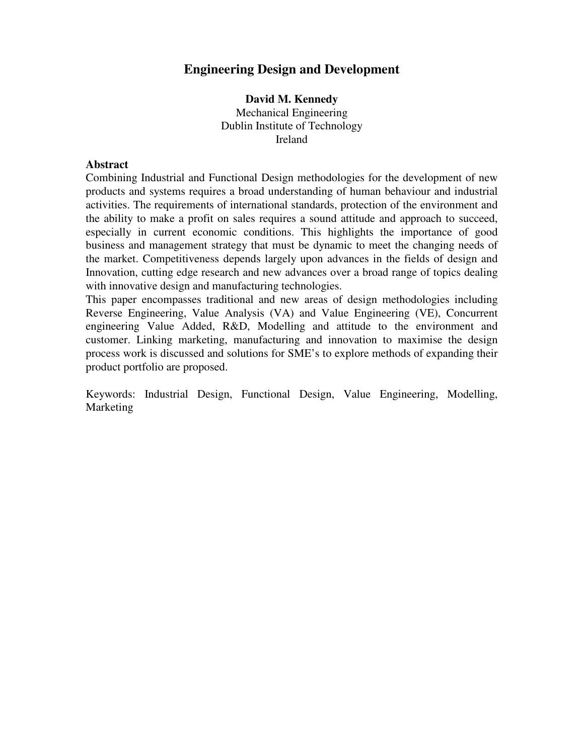# Engineering Design and Development

**David M. Kennedy**
Mechanical Engineering
Dublin Institute of Technology
Ireland

**Abstract**

Combining Industrial and Functional Design methodologies for the development of new products and systems requires a broad understanding of human behaviour and industrial activities. The requirements of international standards, protection of the environment and the ability to make a profit on sales requires a sound attitude and approach to succeed, especially in current economic conditions. This highlights the importance of good business and management strategy that must be dynamic to meet the changing needs of the market. Competitiveness depends largely upon advances in the fields of design and Innovation, cutting edge research and new advances over a broad range of topics dealing with innovative design and manufacturing technologies.

This paper encompasses traditional and new areas of design methodologies including Reverse Engineering, Value Analysis (VA) and Value Engineering (VE), Concurrent engineering Value Added, R&D, Modelling and attitude to the environment and customer. Linking marketing, manufacturing and innovation to maximise the design process work is discussed and solutions for SME's to explore methods of expanding their product portfolio are proposed.

Keywords: Industrial Design, Functional Design, Value Engineering, Modelling, Marketing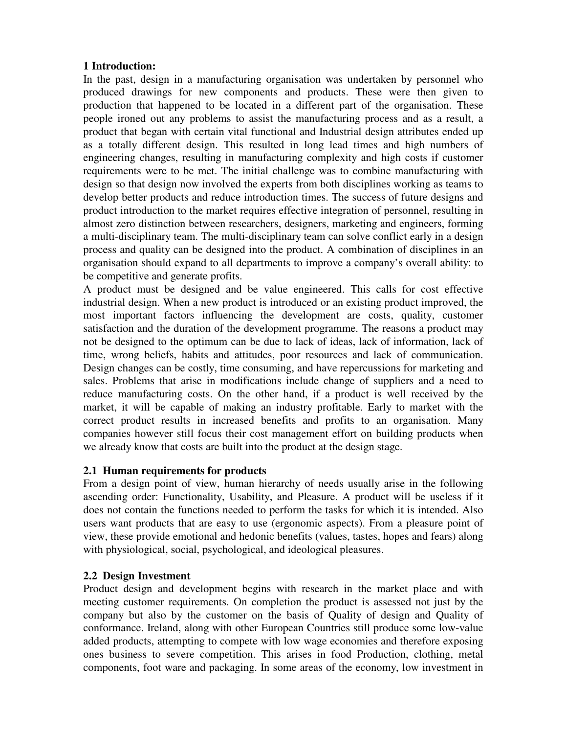**1 Introduction:**

In the past, design in a manufacturing organisation was undertaken by personnel who produced drawings for new components and products. These were then given to production that happened to be located in a different part of the organisation. These people ironed out any problems to assist the manufacturing process and as a result, a product that began with certain vital functional and Industrial design attributes ended up as a totally different design. This resulted in long lead times and high numbers of engineering changes, resulting in manufacturing complexity and high costs if customer requirements were to be met. The initial challenge was to combine manufacturing with design so that design now involved the experts from both disciplines working as teams to develop better products and reduce introduction times. The success of future designs and product introduction to the market requires effective integration of personnel, resulting in almost zero distinction between researchers, designers, marketing and engineers, forming a multi-disciplinary team. The multi-disciplinary team can solve conflict early in a design process and quality can be designed into the product. A combination of disciplines in an organisation should expand to all departments to improve a company's overall ability: to be competitive and generate profits.

A product must be designed and be value engineered. This calls for cost effective industrial design. When a new product is introduced or an existing product improved, the most important factors influencing the development are costs, quality, customer satisfaction and the duration of the development programme. The reasons a product may not be designed to the optimum can be due to lack of ideas, lack of information, lack of time, wrong beliefs, habits and attitudes, poor resources and lack of communication. Design changes can be costly, time consuming, and have repercussions for marketing and sales. Problems that arise in modifications include change of suppliers and a need to reduce manufacturing costs. On the other hand, if a product is well received by the market, it will be capable of making an industry profitable. Early to market with the correct product results in increased benefits and profits to an organisation. Many companies however still focus their cost management effort on building products when we already know that costs are built into the product at the design stage.

**2.1 Human requirements for products**

From a design point of view, human hierarchy of needs usually arise in the following ascending order: Functionality, Usability, and Pleasure. A product will be useless if it does not contain the functions needed to perform the tasks for which it is intended. Also users want products that are easy to use (ergonomic aspects). From a pleasure point of view, these provide emotional and hedonic benefits (values, tastes, hopes and fears) along with physiological, social, psychological, and ideological pleasures.

**2.2 Design Investment**

Product design and development begins with research in the market place and with meeting customer requirements. On completion the product is assessed not just by the company but also by the customer on the basis of Quality of design and Quality of conformance. Ireland, along with other European Countries still produce some low-value added products, attempting to compete with low wage economies and therefore exposing ones business to severe competition. This arises in food Production, clothing, metal components, foot ware and packaging. In some areas of the economy, low investment in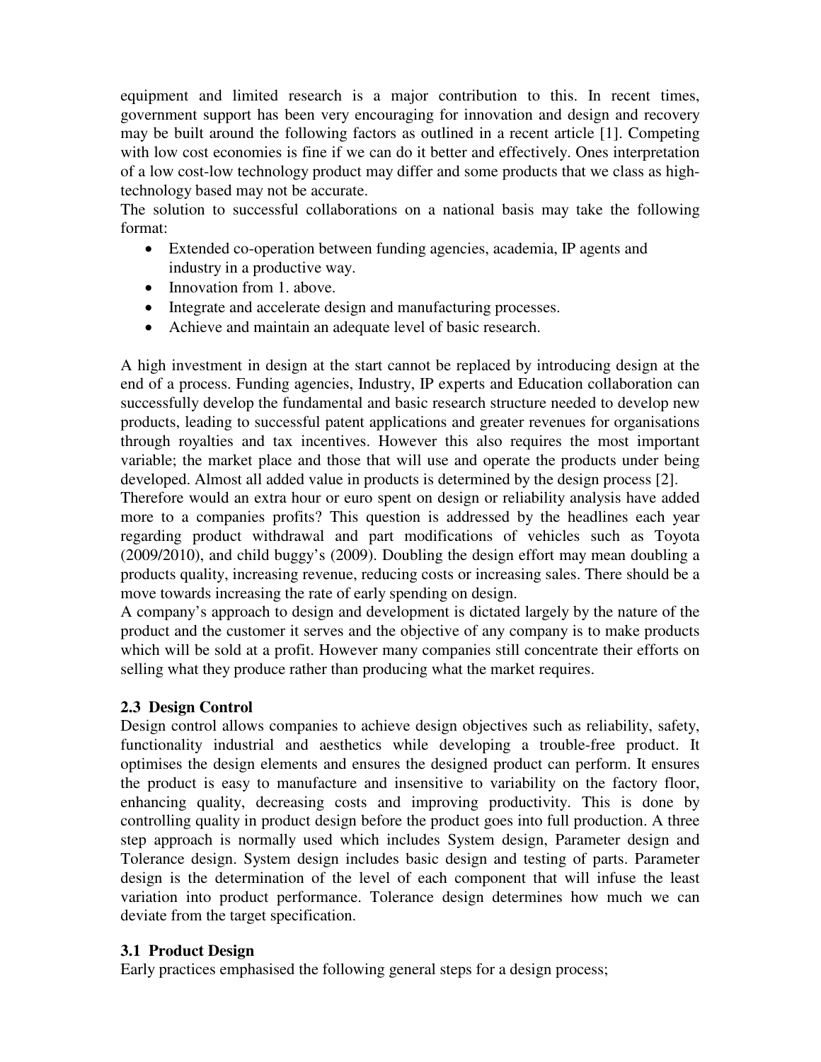equipment and limited research is a major contribution to this. In recent times, government support has been very encouraging for innovation and design and recovery may be built around the following factors as outlined in a recent article [1]. Competing with low cost economies is fine if we can do it better and effectively. Ones interpretation of a low cost-low technology product may differ and some products that we class as high-technology based may not be accurate.

The solution to successful collaborations on a national basis may take the following format:

- Extended co-operation between funding agencies, academia, IP agents and industry in a productive way.
- Innovation from 1. above.
- Integrate and accelerate design and manufacturing processes.
- Achieve and maintain an adequate level of basic research.

A high investment in design at the start cannot be replaced by introducing design at the end of a process. Funding agencies, Industry, IP experts and Education collaboration can successfully develop the fundamental and basic research structure needed to develop new products, leading to successful patent applications and greater revenues for organisations through royalties and tax incentives. However this also requires the most important variable; the market place and those that will use and operate the products under being developed. Almost all added value in products is determined by the design process [2].

Therefore would an extra hour or euro spent on design or reliability analysis have added more to a companies profits? This question is addressed by the headlines each year regarding product withdrawal and part modifications of vehicles such as Toyota (2009/2010), and child buggy's (2009). Doubling the design effort may mean doubling a products quality, increasing revenue, reducing costs or increasing sales. There should be a move towards increasing the rate of early spending on design.

A company's approach to design and development is dictated largely by the nature of the product and the customer it serves and the objective of any company is to make products which will be sold at a profit. However many companies still concentrate their efforts on selling what they produce rather than producing what the market requires.

### 2.3 Design Control

Design control allows companies to achieve design objectives such as reliability, safety, functionality industrial and aesthetics while developing a trouble-free product. It optimises the design elements and ensures the designed product can perform. It ensures the product is easy to manufacture and insensitive to variability on the factory floor, enhancing quality, decreasing costs and improving productivity. This is done by controlling quality in product design before the product goes into full production. A three step approach is normally used which includes System design, Parameter design and Tolerance design. System design includes basic design and testing of parts. Parameter design is the determination of the level of each component that will infuse the least variation into product performance. Tolerance design determines how much we can deviate from the target specification.

### 3.1 Product Design

Early practices emphasised the following general steps for a design process;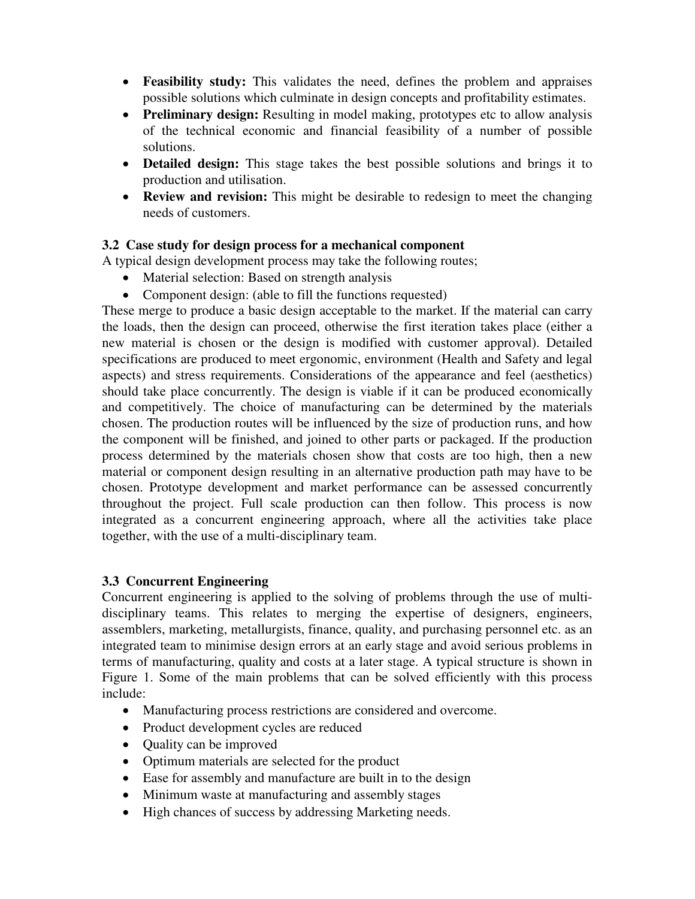- **Feasibility study:** This validates the need, defines the problem and appraises possible solutions which culminate in design concepts and profitability estimates.
- **Preliminary design:** Resulting in model making, prototypes etc to allow analysis of the technical economic and financial feasibility of a number of possible solutions.
- **Detailed design:** This stage takes the best possible solutions and brings it to production and utilisation.
- **Review and revision:** This might be desirable to redesign to meet the changing needs of customers.

### 3.2 Case study for design process for a mechanical component

A typical design development process may take the following routes;

- Material selection: Based on strength analysis
- Component design: (able to fill the functions requested)

These merge to produce a basic design acceptable to the market. If the material can carry the loads, then the design can proceed, otherwise the first iteration takes place (either a new material is chosen or the design is modified with customer approval). Detailed specifications are produced to meet ergonomic, environment (Health and Safety and legal aspects) and stress requirements. Considerations of the appearance and feel (aesthetics) should take place concurrently. The design is viable if it can be produced economically and competitively. The choice of manufacturing can be determined by the materials chosen. The production routes will be influenced by the size of production runs, and how the component will be finished, and joined to other parts or packaged. If the production process determined by the materials chosen show that costs are too high, then a new material or component design resulting in an alternative production path may have to be chosen. Prototype development and market performance can be assessed concurrently throughout the project. Full scale production can then follow. This process is now integrated as a concurrent engineering approach, where all the activities take place together, with the use of a multi-disciplinary team.

### 3.3 Concurrent Engineering

Concurrent engineering is applied to the solving of problems through the use of multi-disciplinary teams. This relates to merging the expertise of designers, engineers, assemblers, marketing, metallurgists, finance, quality, and purchasing personnel etc. as an integrated team to minimise design errors at an early stage and avoid serious problems in terms of manufacturing, quality and costs at a later stage. A typical structure is shown in Figure 1. Some of the main problems that can be solved efficiently with this process include:

- Manufacturing process restrictions are considered and overcome.
- Product development cycles are reduced
- Quality can be improved
- Optimum materials are selected for the product
- Ease for assembly and manufacture are built in to the design
- Minimum waste at manufacturing and assembly stages
- High chances of success by addressing Marketing needs.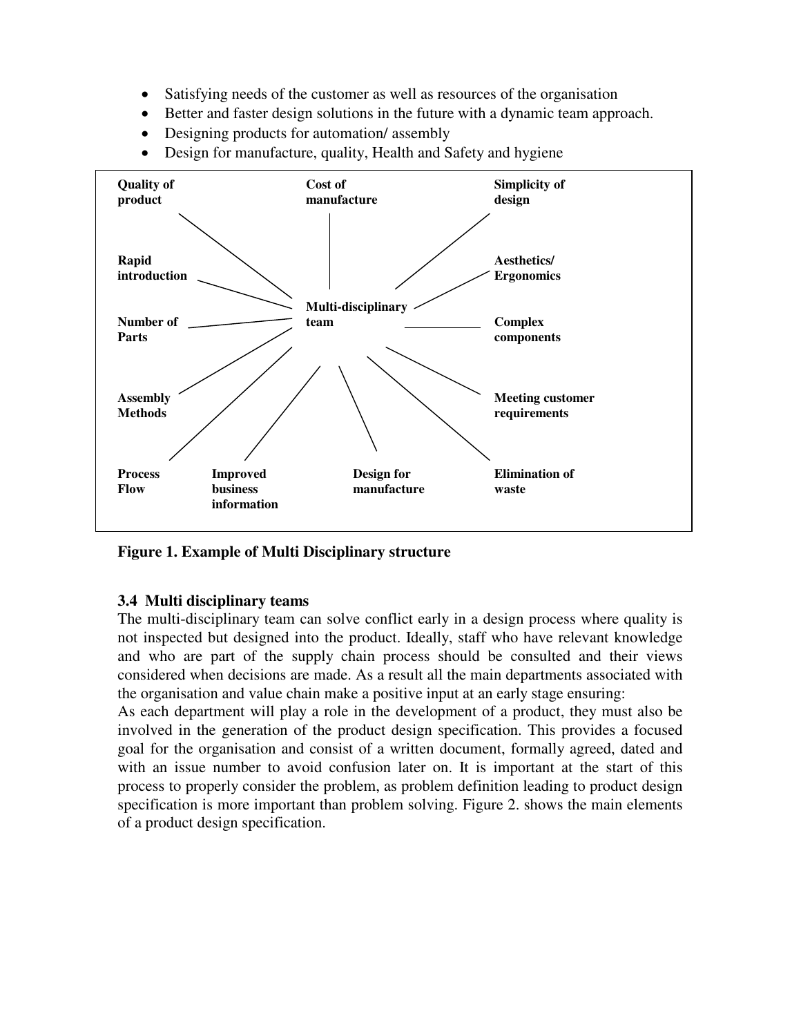- Satisfying needs of the customer as well as resources of the organisation
- Better and faster design solutions in the future with a dynamic team approach.
- Designing products for automation/ assembly
- Design for manufacture, quality, Health and Safety and hygiene

**Quality of product**

**Cost of manufacture**

**Simplicity of design**

**Rapid introduction**

**Aesthetics/ Ergonomics**

**Multi-disciplinary team**

**Number of Parts**

**Complex components**

**Assembly Methods**

**Meeting customer requirements**

**Process Flow**

**Improved business information**

**Design for manufacture**

**Elimination of waste**

**Figure 1. Example of Multi Disciplinary structure**

### 3.4 Multi disciplinary teams

The multi-disciplinary team can solve conflict early in a design process where quality is not inspected but designed into the product. Ideally, staff who have relevant knowledge and who are part of the supply chain process should be consulted and their views considered when decisions are made. As a result all the main departments associated with the organisation and value chain make a positive input at an early stage ensuring:

As each department will play a role in the development of a product, they must also be involved in the generation of the product design specification. This provides a focused goal for the organisation and consist of a written document, formally agreed, dated and with an issue number to avoid confusion later on. It is important at the start of this process to properly consider the problem, as problem definition leading to product design specification is more important than problem solving. Figure 2. shows the main elements of a product design specification.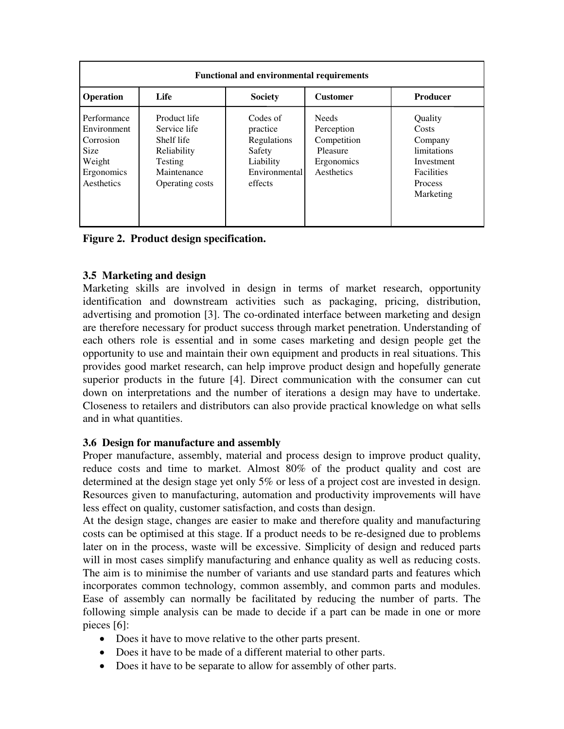| Functional and environmental requirements | | | | |
|---|---|---|---|---|
| **Operation** | **Life** | **Society** | **Customer** | **Producer** |
| Performance<br>Environment<br>Corrosion<br>Size<br>Weight<br>Ergonomics<br>Aesthetics | Product life<br>Service life<br>Shelf life<br>Reliability<br>Testing<br>Maintenance<br>Operating costs | Codes of practice<br>Regulations<br>Safety<br>Liability<br>Environmental effects | Needs<br>Perception<br>Competition<br>Pleasure<br>Ergonomics<br>Aesthetics | Quality<br>Costs<br>Company limitations<br>Investment<br>Facilities<br>Process<br>Marketing |

**Figure 2. Product design specification.**

### 3.5 Marketing and design

Marketing skills are involved in design in terms of market research, opportunity identification and downstream activities such as packaging, pricing, distribution, advertising and promotion [3]. The co-ordinated interface between marketing and design are therefore necessary for product success through market penetration. Understanding of each others role is essential and in some cases marketing and design people get the opportunity to use and maintain their own equipment and products in real situations. This provides good market research, can help improve product design and hopefully generate superior products in the future [4]. Direct communication with the consumer can cut down on interpretations and the number of iterations a design may have to undertake. Closeness to retailers and distributors can also provide practical knowledge on what sells and in what quantities.

### 3.6 Design for manufacture and assembly

Proper manufacture, assembly, material and process design to improve product quality, reduce costs and time to market. Almost 80% of the product quality and cost are determined at the design stage yet only 5% or less of a project cost are invested in design. Resources given to manufacturing, automation and productivity improvements will have less effect on quality, customer satisfaction, and costs than design.

At the design stage, changes are easier to make and therefore quality and manufacturing costs can be optimised at this stage. If a product needs to be re-designed due to problems later on in the process, waste will be excessive. Simplicity of design and reduced parts will in most cases simplify manufacturing and enhance quality as well as reducing costs. The aim is to minimise the number of variants and use standard parts and features which incorporates common technology, common assembly, and common parts and modules. Ease of assembly can normally be facilitated by reducing the number of parts. The following simple analysis can be made to decide if a part can be made in one or more pieces [6]:

- Does it have to move relative to the other parts present.
- Does it have to be made of a different material to other parts.
- Does it have to be separate to allow for assembly of other parts.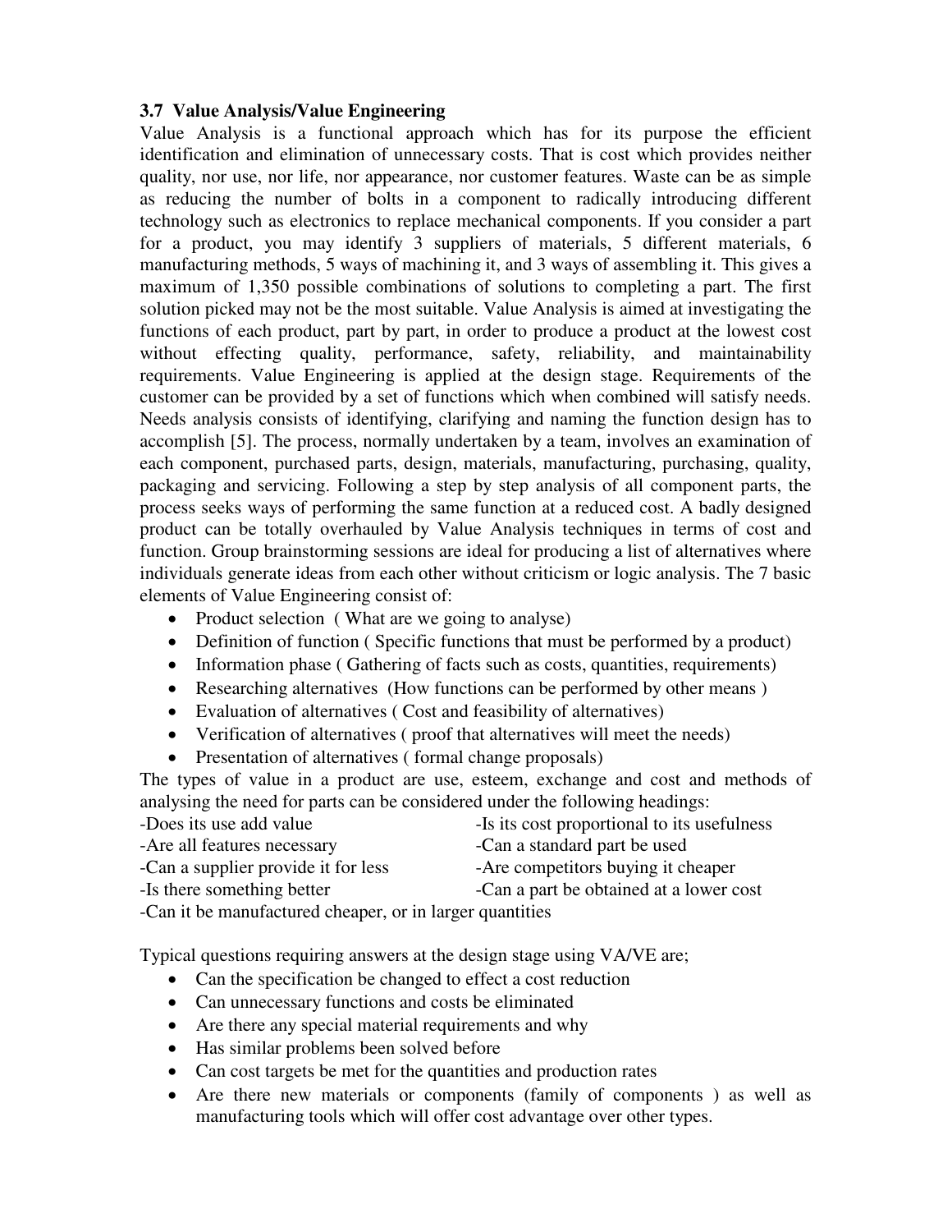### 3.7 Value Analysis/Value Engineering

Value Analysis is a functional approach which has for its purpose the efficient identification and elimination of unnecessary costs. That is cost which provides neither quality, nor use, nor life, nor appearance, nor customer features. Waste can be as simple as reducing the number of bolts in a component to radically introducing different technology such as electronics to replace mechanical components. If you consider a part for a product, you may identify 3 suppliers of materials, 5 different materials, 6 manufacturing methods, 5 ways of machining it, and 3 ways of assembling it. This gives a maximum of 1,350 possible combinations of solutions to completing a part. The first solution picked may not be the most suitable. Value Analysis is aimed at investigating the functions of each product, part by part, in order to produce a product at the lowest cost without effecting quality, performance, safety, reliability, and maintainability requirements. Value Engineering is applied at the design stage. Requirements of the customer can be provided by a set of functions which when combined will satisfy needs. Needs analysis consists of identifying, clarifying and naming the function design has to accomplish [5]. The process, normally undertaken by a team, involves an examination of each component, purchased parts, design, materials, manufacturing, purchasing, quality, packaging and servicing. Following a step by step analysis of all component parts, the process seeks ways of performing the same function at a reduced cost. A badly designed product can be totally overhauled by Value Analysis techniques in terms of cost and function. Group brainstorming sessions are ideal for producing a list of alternatives where individuals generate ideas from each other without criticism or logic analysis. The 7 basic elements of Value Engineering consist of:

- Product selection ( What are we going to analyse)
- Definition of function ( Specific functions that must be performed by a product)
- Information phase ( Gathering of facts such as costs, quantities, requirements)
- Researching alternatives (How functions can be performed by other means )
- Evaluation of alternatives ( Cost and feasibility of alternatives)
- Verification of alternatives ( proof that alternatives will meet the needs)
- Presentation of alternatives ( formal change proposals)

The types of value in a product are use, esteem, exchange and cost and methods of analysing the need for parts can be considered under the following headings:

-Does its use add value
-Is its cost proportional to its usefulness
-Are all features necessary
-Can a standard part be used
-Can a supplier provide it for less
-Are competitors buying it cheaper
-Is there something better
-Can a part be obtained at a lower cost
-Can it be manufactured cheaper, or in larger quantities

Typical questions requiring answers at the design stage using VA/VE are;

- Can the specification be changed to effect a cost reduction
- Can unnecessary functions and costs be eliminated
- Are there any special material requirements and why
- Has similar problems been solved before
- Can cost targets be met for the quantities and production rates
- Are there new materials or components (family of components ) as well as manufacturing tools which will offer cost advantage over other types.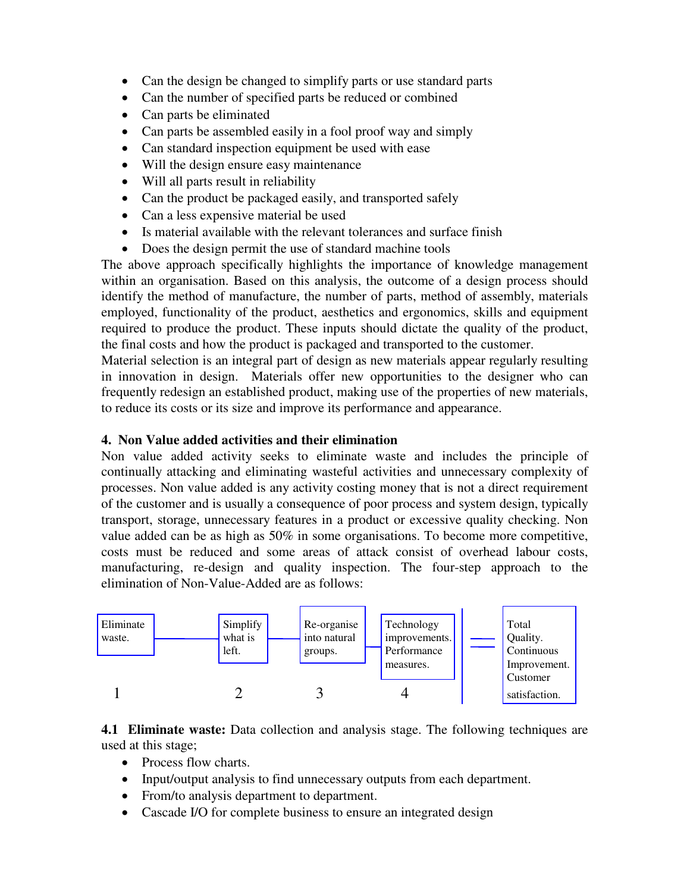- Can the design be changed to simplify parts or use standard parts
- Can the number of specified parts be reduced or combined
- Can parts be eliminated
- Can parts be assembled easily in a fool proof way and simply
- Can standard inspection equipment be used with ease
- Will the design ensure easy maintenance
- Will all parts result in reliability
- Can the product be packaged easily, and transported safely
- Can a less expensive material be used
- Is material available with the relevant tolerances and surface finish
- Does the design permit the use of standard machine tools

The above approach specifically highlights the importance of knowledge management within an organisation. Based on this analysis, the outcome of a design process should identify the method of manufacture, the number of parts, method of assembly, materials employed, functionality of the product, aesthetics and ergonomics, skills and equipment required to produce the product. These inputs should dictate the quality of the product, the final costs and how the product is packaged and transported to the customer.

Material selection is an integral part of design as new materials appear regularly resulting in innovation in design. Materials offer new opportunities to the designer who can frequently redesign an established product, making use of the properties of new materials, to reduce its costs or its size and improve its performance and appearance.

### 4. Non Value added activities and their elimination

Non value added activity seeks to eliminate waste and includes the principle of continually attacking and eliminating wasteful activities and unnecessary complexity of processes. Non value added is any activity costing money that is not a direct requirement of the customer and is usually a consequence of poor process and system design, typically transport, storage, unnecessary features in a product or excessive quality checking. Non value added can be as high as 50% in some organisations. To become more competitive, costs must be reduced and some areas of attack consist of overhead labour costs, manufacturing, re-design and quality inspection. The four-step approach to the elimination of Non-Value-Added are as follows:

| 1 | 2 | 3 | 4 | = |
|---|---|---|---|---|
| Eliminate waste. | Simplify what is left. | Re-organise into natural groups. | Technology improvements. Performance measures. | Total Quality. Continuous Improvement. Customer satisfaction. |

**4.1 Eliminate waste:** Data collection and analysis stage. The following techniques are used at this stage;

- Process flow charts.
- Input/output analysis to find unnecessary outputs from each department.
- From/to analysis department to department.
- Cascade I/O for complete business to ensure an integrated design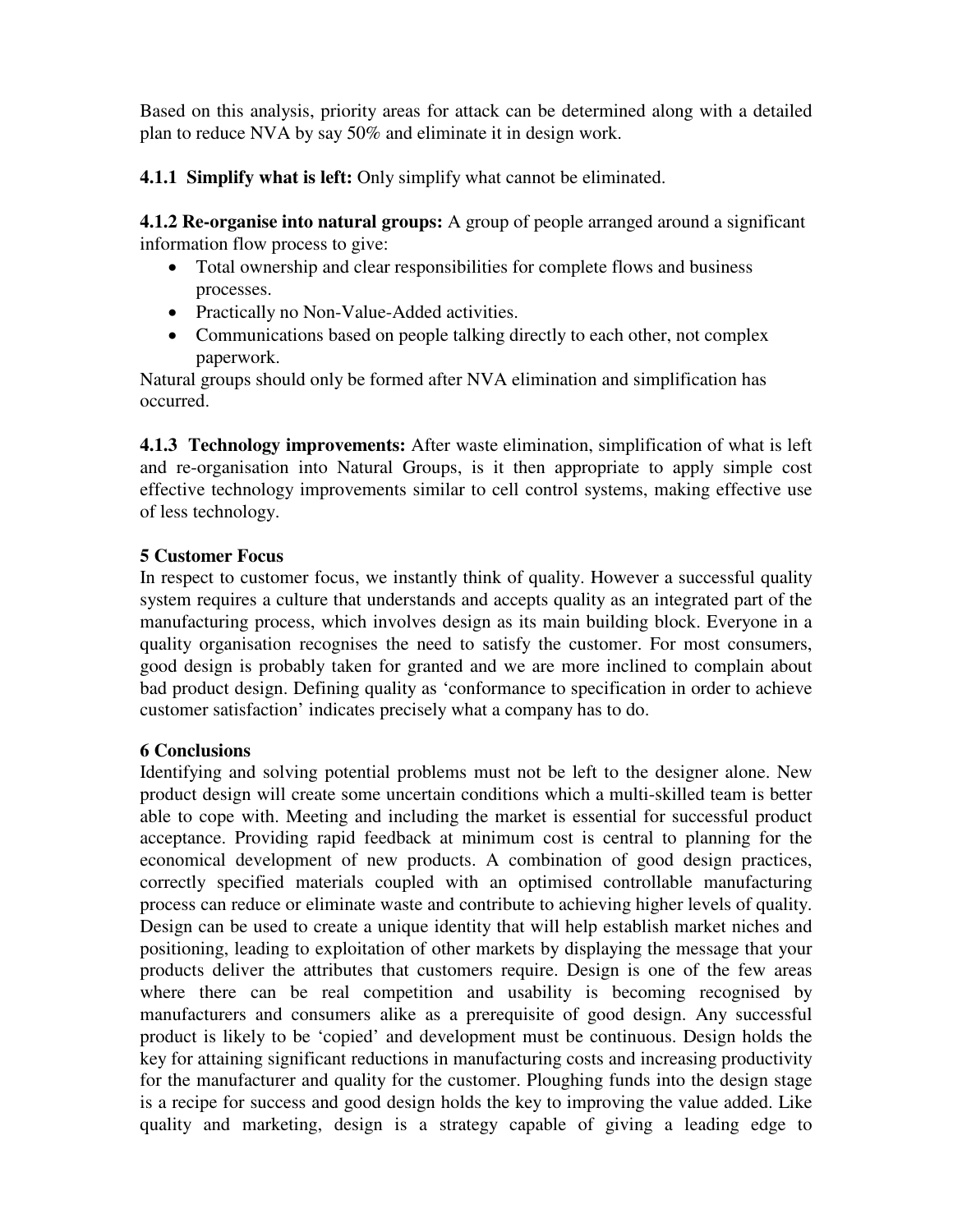Based on this analysis, priority areas for attack can be determined along with a detailed plan to reduce NVA by say 50% and eliminate it in design work.

**4.1.1 Simplify what is left:** Only simplify what cannot be eliminated.

**4.1.2 Re-organise into natural groups:** A group of people arranged around a significant information flow process to give:

- Total ownership and clear responsibilities for complete flows and business processes.
- Practically no Non-Value-Added activities.
- Communications based on people talking directly to each other, not complex paperwork.

Natural groups should only be formed after NVA elimination and simplification has occurred.

**4.1.3 Technology improvements:** After waste elimination, simplification of what is left and re-organisation into Natural Groups, is it then appropriate to apply simple cost effective technology improvements similar to cell control systems, making effective use of less technology.

## 5 Customer Focus

In respect to customer focus, we instantly think of quality. However a successful quality system requires a culture that understands and accepts quality as an integrated part of the manufacturing process, which involves design as its main building block. Everyone in a quality organisation recognises the need to satisfy the customer. For most consumers, good design is probably taken for granted and we are more inclined to complain about bad product design. Defining quality as 'conformance to specification in order to achieve customer satisfaction' indicates precisely what a company has to do.

## 6 Conclusions

Identifying and solving potential problems must not be left to the designer alone. New product design will create some uncertain conditions which a multi-skilled team is better able to cope with. Meeting and including the market is essential for successful product acceptance. Providing rapid feedback at minimum cost is central to planning for the economical development of new products. A combination of good design practices, correctly specified materials coupled with an optimised controllable manufacturing process can reduce or eliminate waste and contribute to achieving higher levels of quality. Design can be used to create a unique identity that will help establish market niches and positioning, leading to exploitation of other markets by displaying the message that your products deliver the attributes that customers require. Design is one of the few areas where there can be real competition and usability is becoming recognised by manufacturers and consumers alike as a prerequisite of good design. Any successful product is likely to be 'copied' and development must be continuous. Design holds the key for attaining significant reductions in manufacturing costs and increasing productivity for the manufacturer and quality for the customer. Ploughing funds into the design stage is a recipe for success and good design holds the key to improving the value added. Like quality and marketing, design is a strategy capable of giving a leading edge to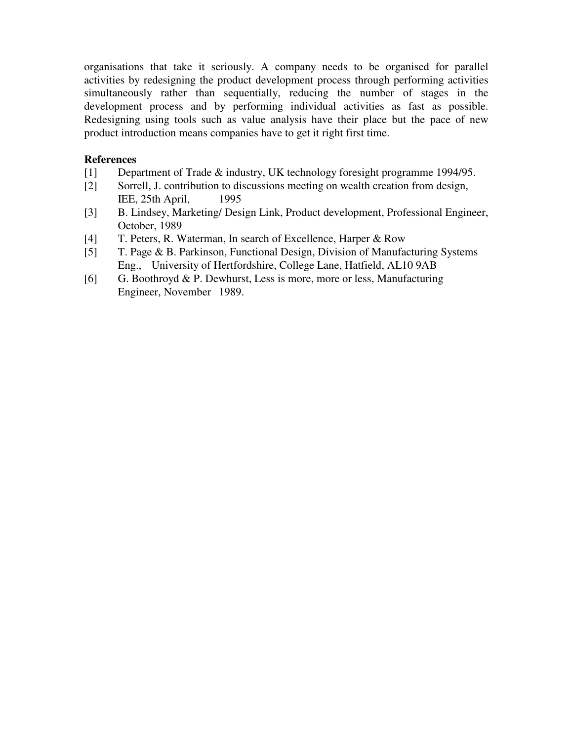organisations that take it seriously. A company needs to be organised for parallel activities by redesigning the product development process through performing activities simultaneously rather than sequentially, reducing the number of stages in the development process and by performing individual activities as fast as possible. Redesigning using tools such as value analysis have their place but the pace of new product introduction means companies have to get it right first time.

**References**

[1] Department of Trade & industry, UK technology foresight programme 1994/95.

[2] Sorrell, J. contribution to discussions meeting on wealth creation from design, IEE, 25th April, 1995

[3] B. Lindsey, Marketing/ Design Link, Product development, Professional Engineer, October, 1989

[4] T. Peters, R. Waterman, In search of Excellence, Harper & Row

[5] T. Page & B. Parkinson, Functional Design, Division of Manufacturing Systems Eng., University of Hertfordshire, College Lane, Hatfield, AL10 9AB

[6] G. Boothroyd & P. Dewhurst, Less is more, more or less, Manufacturing Engineer, November 1989.